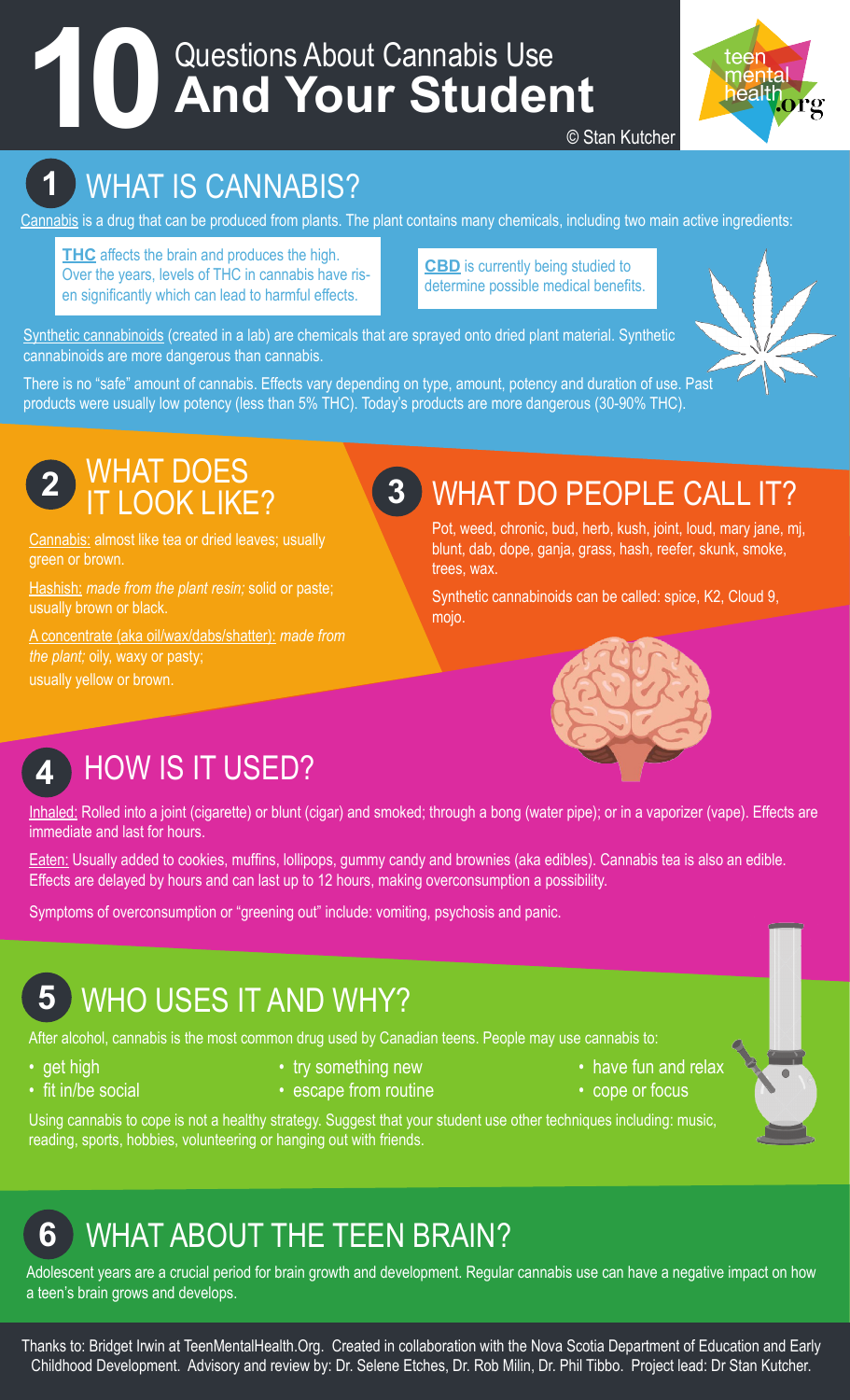# 10 Questions About Cannabis Use And Your Student

© Stan Kutcher

teen mental health.org

## 1 WHAT IS CANNABIS?

Cannabis is a drug that can be produced from plants. The plant contains many chemicals, including two main active ingredients:

**THC** affects the brain and produces the high. Over the years, levels of THC in cannabis have risen significantly which can lead to harmful effects.

**CBD** is currently being studied to determine possible medical benefits.

Synthetic cannabinoids (created in a lab) are chemicals that are sprayed onto dried plant material. Synthetic cannabinoids are more dangerous than cannabis.

There is no "safe" amount of cannabis. Effects vary depending on type, amount, potency and duration of use. Past products were usually low potency (less than 5% THC). Today's products are more dangerous (30-90% THC).

## 2 WHAT DOES IT LOOK LIKE?

Cannabis: almost like tea or dried leaves; usually green or brown.

Hashish: *made from the plant resin;* solid or paste; usually brown or black.

A concentrate (aka oil/wax/dabs/shatter): *made from the plant;* oily, waxy or pasty; usually yellow or brown.

## 3 WHAT DO PEOPLE CALL IT?

Pot, weed, chronic, bud, herb, kush, joint, loud, mary jane, mj, blunt, dab, dope, ganja, grass, hash, reefer, skunk, smoke, trees, wax.

Synthetic cannabinoids can be called: spice, K2, Cloud 9, mojo.

## 4 HOW IS IT USED?

Inhaled: Rolled into a joint (cigarette) or blunt (cigar) and smoked; through a bong (water pipe); or in a vaporizer (vape). Effects are immediate and last for hours.

Eaten: Usually added to cookies, muffins, lollipops, gummy candy and brownies (aka edibles). Cannabis tea is also an edible. Effects are delayed by hours and can last up to 12 hours, making overconsumption a possibility.

Symptoms of overconsumption or "greening out" include: vomiting, psychosis and panic.

## 5 WHO USES IT AND WHY?

After alcohol, cannabis is the most common drug used by Canadian teens. People may use cannabis to:

- get high
- fit in/be social
- try something new
- escape from routine
- have fun and relax
- cope or focus

Using cannabis to cope is not a healthy strategy. Suggest that your student use other techniques including: music, reading, sports, hobbies, volunteering or hanging out with friends.

## 6 WHAT ABOUT THE TEEN BRAIN?

Adolescent years are a crucial period for brain growth and development. Regular cannabis use can have a negative impact on how a teen's brain grows and develops.

Thanks to: Bridget Irwin at TeenMentalHealth.Org. Created in collaboration with the Nova Scotia Department of Education and Early Childhood Development. Advisory and review by: Dr. Selene Etches, Dr. Rob Milin, Dr. Phil Tibbo. Project lead: Dr Stan Kutcher.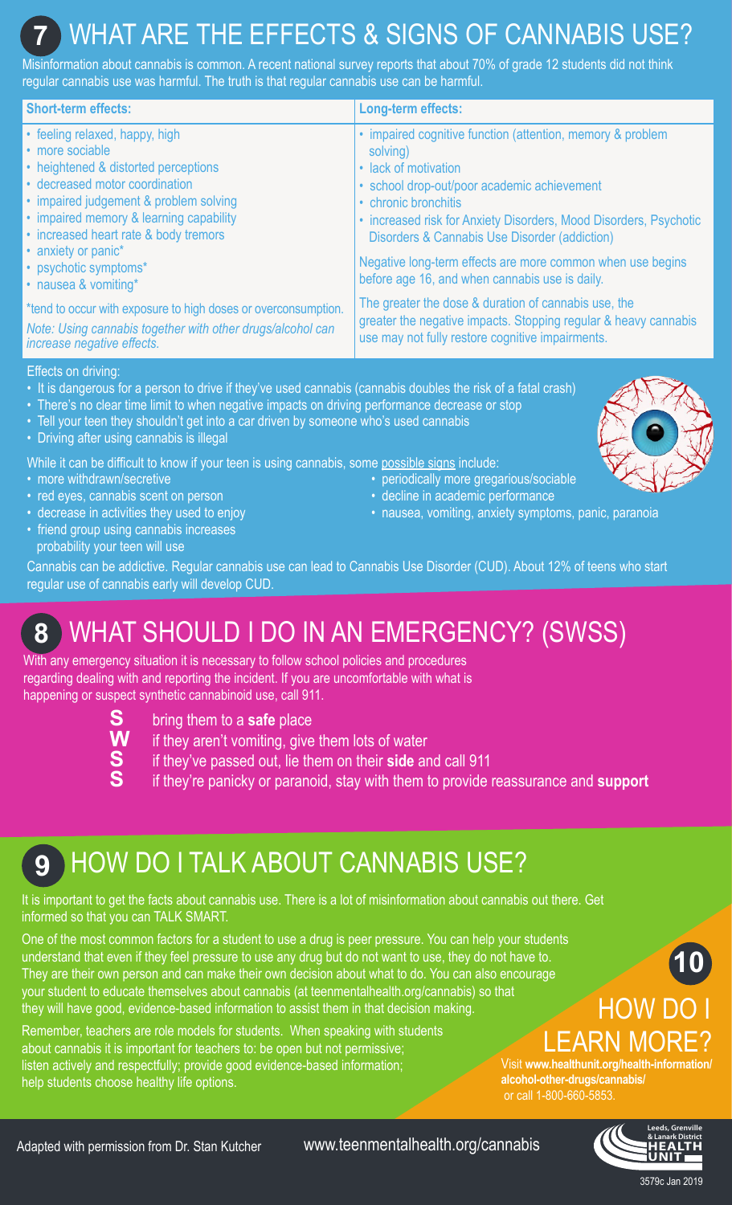# 7 WHAT ARE THE EFFECTS & SIGNS OF CANNABIS USE?

Misinformation about cannabis is common. A recent national survey reports that about 70% of grade 12 students did not think regular cannabis use was harmful. The truth is that regular cannabis use can be harmful.

| Short-term effects: | Long-term effects: |
|---|---|
| • feeling relaxed, happy, high<br>• more sociable<br>• heightened & distorted perceptions<br>• decreased motor coordination<br>• impaired judgement & problem solving<br>• impaired memory & learning capability<br>• increased heart rate & body tremors<br>• anxiety or panic*<br>• psychotic symptoms*<br>• nausea & vomiting*<br><br>*tend to occur with exposure to high doses or overconsumption.<br>*Note: Using cannabis together with other drugs/alcohol can increase negative effects.* | • impaired cognitive function (attention, memory & problem solving)<br>• lack of motivation<br>• school drop-out/poor academic achievement<br>• chronic bronchitis<br>• increased risk for Anxiety Disorders, Mood Disorders, Psychotic Disorders & Cannabis Use Disorder (addiction)<br><br>Negative long-term effects are more common when use begins before age 16, and when cannabis use is daily.<br><br>The greater the dose & duration of cannabis use, the greater the negative impacts. Stopping regular & heavy cannabis use may not fully restore cognitive impairments. |

Effects on driving:

- It is dangerous for a person to drive if they've used cannabis (cannabis doubles the risk of a fatal crash)
- There's no clear time limit to when negative impacts on driving performance decrease or stop
- Tell your teen they shouldn't get into a car driven by someone who's used cannabis
- Driving after using cannabis is illegal

While it can be difficult to know if your teen is using cannabis, some possible signs include:

- more withdrawn/secretive
- red eyes, cannabis scent on person
- decrease in activities they used to enjoy
- friend group using cannabis increases probability your teen will use
- periodically more gregarious/sociable
- decline in academic performance
- nausea, vomiting, anxiety symptoms, panic, paranoia

Cannabis can be addictive. Regular cannabis use can lead to Cannabis Use Disorder (CUD). About 12% of teens who start regular use of cannabis early will develop CUD.

# 8 WHAT SHOULD I DO IN AN EMERGENCY? (SWSS)

With any emergency situation it is necessary to follow school policies and procedures regarding dealing with and reporting the incident. If you are uncomfortable with what is happening or suspect synthetic cannabinoid use, call 911.

- **S** bring them to a **safe** place
- **W** if they aren't vomiting, give them lots of water
- **S** if they've passed out, lie them on their **side** and call 911
- **S** if they're panicky or paranoid, stay with them to provide reassurance and **support**

# 9 HOW DO I TALK ABOUT CANNABIS USE?

It is important to get the facts about cannabis use. There is a lot of misinformation about cannabis out there. Get informed so that you can TALK SMART.

One of the most common factors for a student to use a drug is peer pressure. You can help your students understand that even if they feel pressure to use any drug but do not want to use, they do not have to. They are their own person and can make their own decision about what to do. You can also encourage your student to educate themselves about cannabis (at teenmentalhealth.org/cannabis) so that they will have good, evidence-based information to assist them in that decision making.

Remember, teachers are role models for students. When speaking with students about cannabis it is important for teachers to: be open but not permissive; listen actively and respectfully; provide good evidence-based information; help students choose healthy life options.

# 10 HOW DO I LEARN MORE?

Visit **www.healthunit.org/health-information/alcohol-other-drugs/cannabis/** or call 1-800-660-5853.

Adapted with permission from Dr. Stan Kutcher

www.teenmentalhealth.org/cannabis

Leeds, Grenville & Lanark District HEALTH UNIT

3579c Jan 2019